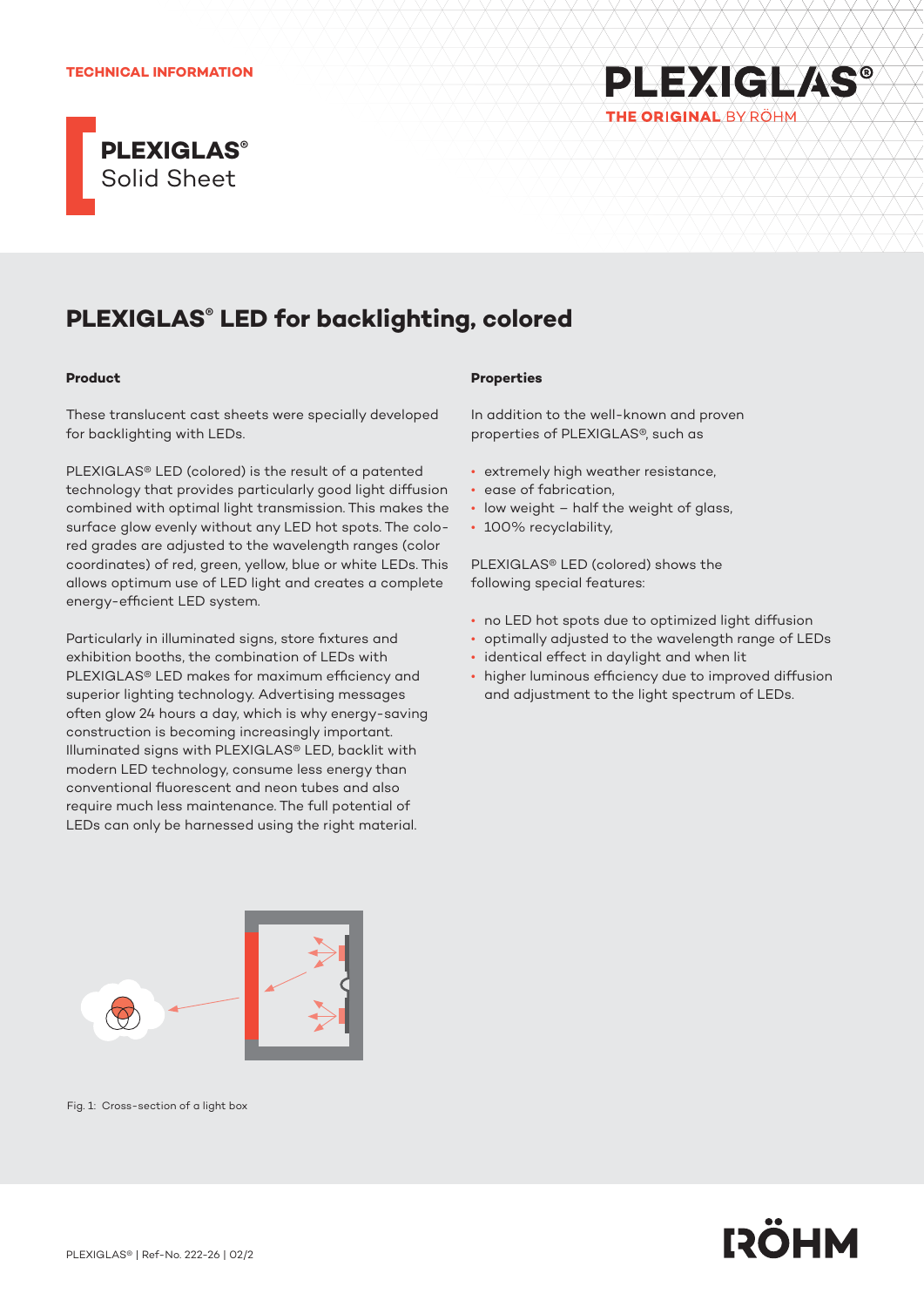TECHNICAL INFORMATION

# PLEXIGLAS® Solid Sheet

## PLEXIGLAS® LED for backlighting, colored

### Product

These translucent cast sheets were specially developed for backlighting with LEDs.

PLEXIGLAS® LED (colored) is the result of a patented technology that provides particularly good light diffusion combined with optimal light transmission. This makes the surface glow evenly without any LED hot spots. The colored grades are adjusted to the wavelength ranges (color coordinates) of red, green, yellow, blue or white LEDs. This allows optimum use of LED light and creates a complete energy-efficient LED system.

Particularly in illuminated signs, store fixtures and exhibition booths, the combination of LEDs with PLEXIGLAS® LED makes for maximum efficiency and superior lighting technology. Advertising messages often glow 24 hours a day, which is why energy-saving construction is becoming increasingly important. Illuminated signs with PLEXIGLAS® LED, backlit with modern LED technology, consume less energy than conventional fluorescent and neon tubes and also require much less maintenance. The full potential of LEDs can only be harnessed using the right material.

### Properties

In addition to the well-known and proven properties of PLEXIGLAS®, such as

- extremely high weather resistance,
- ease of fabrication,
- low weight – half the weight of glass,
- 100% recyclability,

PLEXIGLAS® LED (colored) shows the following special features:

- no LED hot spots due to optimized light diffusion
- optimally adjusted to the wavelength range of LEDs
- identical effect in daylight and when lit
- higher luminous efficiency due to improved diffusion and adjustment to the light spectrum of LEDs.

Fig. 1: Cross-section of a light box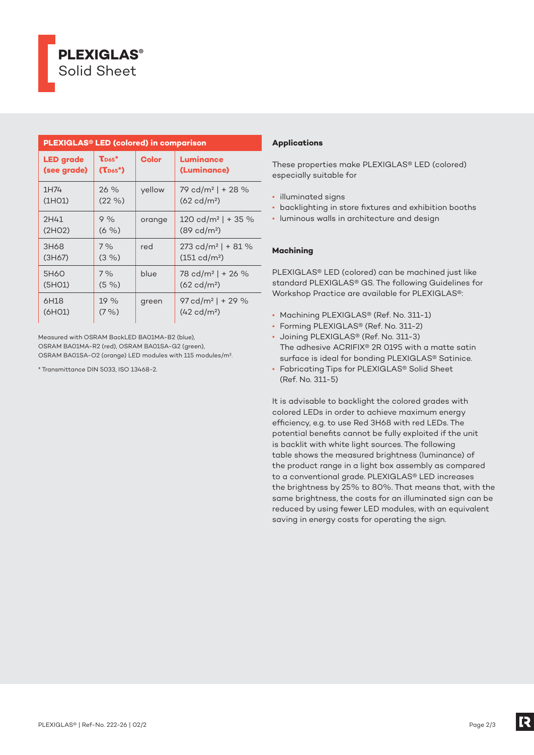# PLEXIGLAS®
Solid Sheet

| PLEXIGLAS® LED (colored) in comparison | | | |
|---|---|---|---|
| LED grade (see grade) | $T_{D65}$* ($T_{D65}$*) | Color | Luminance (Luminance) |
| 1H74 (1H01) | 26 % (22 %) | yellow | 79 cd/m² \| + 28 % (62 cd/m²) |
| 2H41 (2H02) | 9 % (6 %) | orange | 120 cd/m² \| + 35 % (89 cd/m²) |
| 3H68 (3H67) | 7 % (3 %) | red | 273 cd/m² \| + 81 % (151 cd/m²) |
| 5H60 (5H01) | 7 % (5 %) | blue | 78 cd/m² \| + 26 % (62 cd/m²) |
| 6H18 (6H01) | 19 % (7 %) | green | 97 cd/m² \| + 29 % (42 cd/m²) |

Measured with OSRAM BackLED BA01MA-B2 (blue), OSRAM BA01MA-R2 (red), OSRAM BA01SA-G2 (green), OSRAM BA01SA-O2 (orange) LED modules with 115 modules/m².

* Transmittance DIN 5033, ISO 13468-2.

### Applications

These properties make PLEXIGLAS® LED (colored) especially suitable for

- illuminated signs
- backlighting in store fixtures and exhibition booths
- luminous walls in architecture and design

### Machining

PLEXIGLAS® LED (colored) can be machined just like standard PLEXIGLAS® GS. The following Guidelines for Workshop Practice are available for PLEXIGLAS®:

- Machining PLEXIGLAS® (Ref. No. 311-1)
- Forming PLEXIGLAS® (Ref. No. 311-2)
- Joining PLEXIGLAS® (Ref. No. 311-3)
  The adhesive ACRIFIX® 2R 0195 with a matte satin surface is ideal for bonding PLEXIGLAS® Satinice.
- Fabricating Tips for PLEXIGLAS® Solid Sheet (Ref. No. 311-5)

It is advisable to backlight the colored grades with colored LEDs in order to achieve maximum energy efficiency, e.g. to use Red 3H68 with red LEDs. The potential benefits cannot be fully exploited if the unit is backlit with white light sources. The following table shows the measured brightness (luminance) of the product range in a light box assembly as compared to a conventional grade. PLEXIGLAS® LED increases the brightness by 25% to 80%. That means that, with the same brightness, the costs for an illuminated sign can be reduced by using fewer LED modules, with an equivalent saving in energy costs for operating the sign.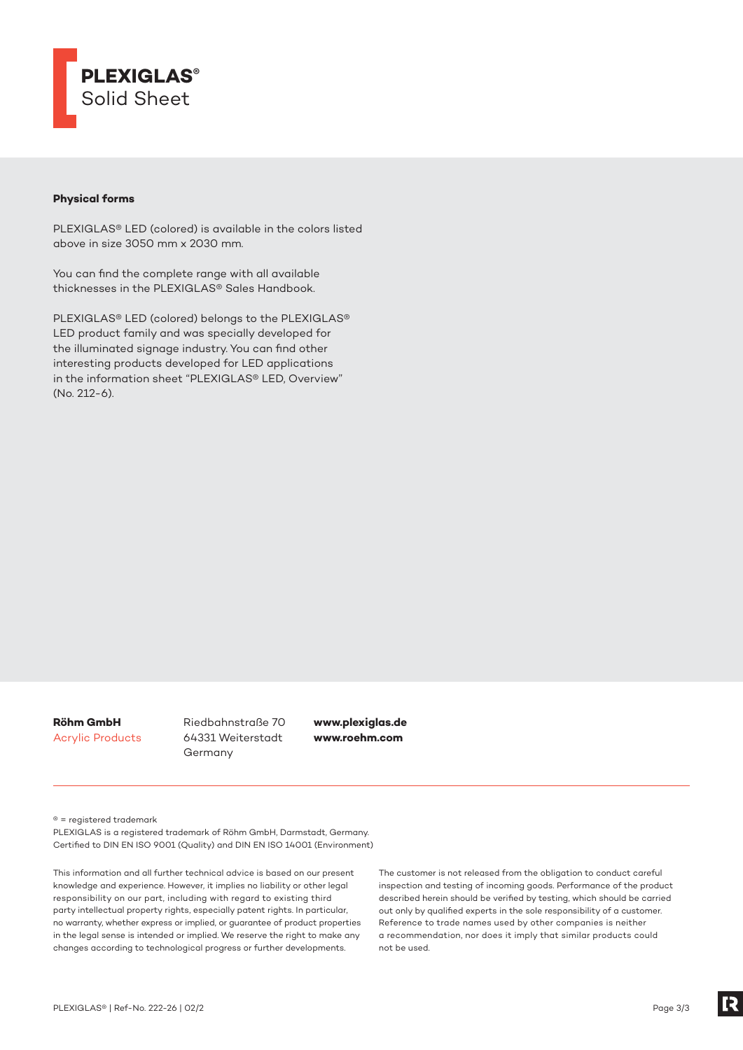**PLEXIGLAS®**
Solid Sheet

**Physical forms**

PLEXIGLAS® LED (colored) is available in the colors listed above in size 3050 mm x 2030 mm.

You can find the complete range with all available thicknesses in the PLEXIGLAS® Sales Handbook.

PLEXIGLAS® LED (colored) belongs to the PLEXIGLAS® LED product family and was specially developed for the illuminated signage industry. You can find other interesting products developed for LED applications in the information sheet "PLEXIGLAS® LED, Overview" (No. 212-6).

**Röhm GmbH**
Acrylic Products

Riedbahnstraße 70
64331 Weiterstadt
Germany

**www.plexiglas.de**
**www.roehm.com**

® = registered trademark
PLEXIGLAS is a registered trademark of Röhm GmbH, Darmstadt, Germany.
Certified to DIN EN ISO 9001 (Quality) and DIN EN ISO 14001 (Environment)

This information and all further technical advice is based on our present knowledge and experience. However, it implies no liability or other legal responsibility on our part, including with regard to existing third party intellectual property rights, especially patent rights. In particular, no warranty, whether express or implied, or guarantee of product properties in the legal sense is intended or implied. We reserve the right to make any changes according to technological progress or further developments.

The customer is not released from the obligation to conduct careful inspection and testing of incoming goods. Performance of the product described herein should be verified by testing, which should be carried out only by qualified experts in the sole responsibility of a customer. Reference to trade names used by other companies is neither a recommendation, nor does it imply that similar products could not be used.

PLEXIGLAS® | Ref-No. 222-26 | 02/2